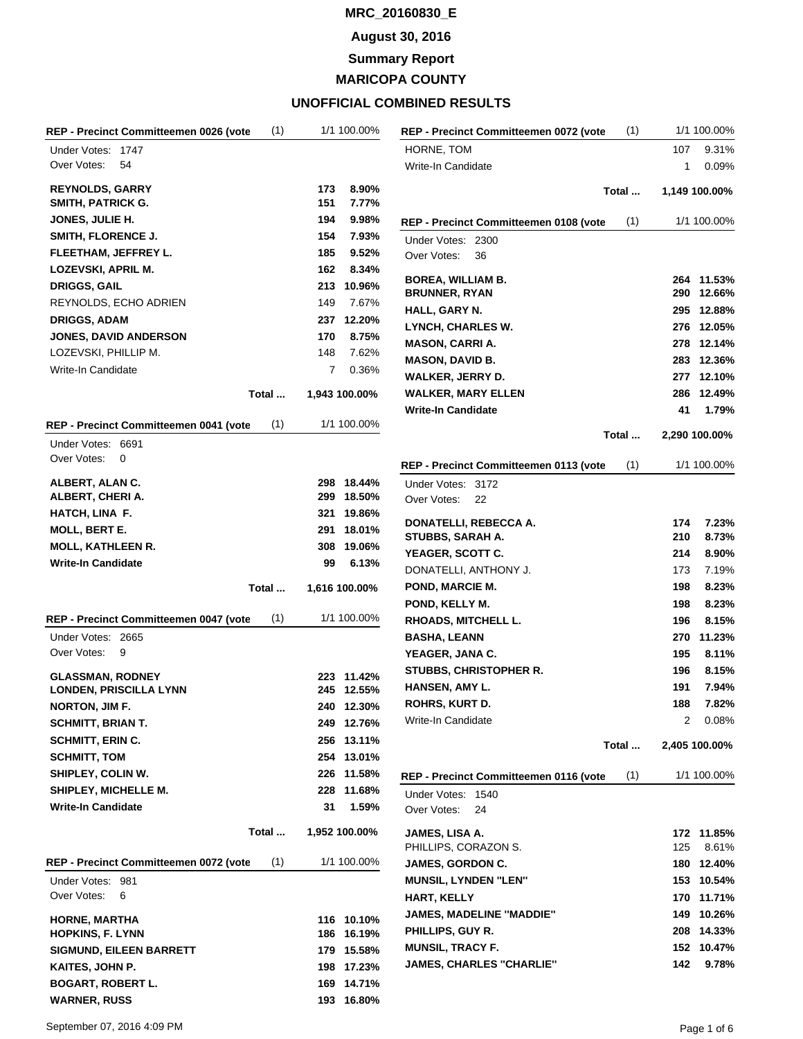# MRC_20160830_E

## August 30, 2016

## Summary Report

## MARICOPA COUNTY

## UNOFFICIAL COMBINED RESULTS

### REP - Precinct Committeemen 0026 (vote (1)) — 1/1 100.00%

Under Votes: 1747
Over Votes: 54

| Candidate | Votes | Percent |
|---|---|---|
| **REYNOLDS, GARRY** | **173** | **8.90%** |
| **SMITH, PATRICK G.** | **151** | **7.77%** |
| **JONES, JULIE H.** | **194** | **9.98%** |
| **SMITH, FLORENCE J.** | **154** | **7.93%** |
| **FLEETHAM, JEFFREY L.** | **185** | **9.52%** |
| **LOZEVSKI, APRIL M.** | **162** | **8.34%** |
| **DRIGGS, GAIL** | **213** | **10.96%** |
| REYNOLDS, ECHO ADRIEN | 149 | 7.67% |
| **DRIGGS, ADAM** | **237** | **12.20%** |
| **JONES, DAVID ANDERSON** | **170** | **8.75%** |
| LOZEVSKI, PHILLIP M. | 148 | 7.62% |
| Write-In Candidate | 7 | 0.36% |
| Total ... | 1,943 | 100.00% |

### REP - Precinct Committeemen 0041 (vote (1)) — 1/1 100.00%

Under Votes: 6691
Over Votes: 0

| Candidate | Votes | Percent |
|---|---|---|
| **ALBERT, ALAN C.** | **298** | **18.44%** |
| **ALBERT, CHERI A.** | **299** | **18.50%** |
| **HATCH, LINA F.** | **321** | **19.86%** |
| **MOLL, BERT E.** | **291** | **18.01%** |
| **MOLL, KATHLEEN R.** | **308** | **19.06%** |
| **Write-In Candidate** | **99** | **6.13%** |
| Total ... | 1,616 | 100.00% |

### REP - Precinct Committeemen 0047 (vote (1)) — 1/1 100.00%

Under Votes: 2665
Over Votes: 9

| Candidate | Votes | Percent |
|---|---|---|
| **GLASSMAN, RODNEY** | **223** | **11.42%** |
| **LONDEN, PRISCILLA LYNN** | **245** | **12.55%** |
| **NORTON, JIM F.** | **240** | **12.30%** |
| **SCHMITT, BRIAN T.** | **249** | **12.76%** |
| **SCHMITT, ERIN C.** | **256** | **13.11%** |
| **SCHMITT, TOM** | **254** | **13.01%** |
| **SHIPLEY, COLIN W.** | **226** | **11.58%** |
| **SHIPLEY, MICHELLE M.** | **228** | **11.68%** |
| **Write-In Candidate** | **31** | **1.59%** |
| Total ... | 1,952 | 100.00% |

### REP - Precinct Committeemen 0072 (vote (1)) — 1/1 100.00%

Under Votes: 981
Over Votes: 6

| Candidate | Votes | Percent |
|---|---|---|
| **HORNE, MARTHA** | **116** | **10.10%** |
| **HOPKINS, F. LYNN** | **186** | **16.19%** |
| **SIGMUND, EILEEN BARRETT** | **179** | **15.58%** |
| **KAITES, JOHN P.** | **198** | **17.23%** |
| **BOGART, ROBERT L.** | **169** | **14.71%** |
| **WARNER, RUSS** | **193** | **16.80%** |
| HORNE, TOM | 107 | 9.31% |
| Write-In Candidate | 1 | 0.09% |
| Total ... | 1,149 | 100.00% |

### REP - Precinct Committeemen 0108 (vote (1)) — 1/1 100.00%

Under Votes: 2300
Over Votes: 36

| Candidate | Votes | Percent |
|---|---|---|
| **BOREA, WILLIAM B.** | **264** | **11.53%** |
| **BRUNNER, RYAN** | **290** | **12.66%** |
| **HALL, GARY N.** | **295** | **12.88%** |
| **LYNCH, CHARLES W.** | **276** | **12.05%** |
| **MASON, CARRI A.** | **278** | **12.14%** |
| **MASON, DAVID B.** | **283** | **12.36%** |
| **WALKER, JERRY D.** | **277** | **12.10%** |
| **WALKER, MARY ELLEN** | **286** | **12.49%** |
| **Write-In Candidate** | **41** | **1.79%** |
| Total ... | 2,290 | 100.00% |

### REP - Precinct Committeemen 0113 (vote (1)) — 1/1 100.00%

Under Votes: 3172
Over Votes: 22

| Candidate | Votes | Percent |
|---|---|---|
| **DONATELLI, REBECCA A.** | **174** | **7.23%** |
| **STUBBS, SARAH A.** | **210** | **8.73%** |
| **YEAGER, SCOTT C.** | **214** | **8.90%** |
| DONATELLI, ANTHONY J. | 173 | 7.19% |
| **POND, MARCIE M.** | **198** | **8.23%** |
| **POND, KELLY M.** | **198** | **8.23%** |
| **RHOADS, MITCHELL L.** | **196** | **8.15%** |
| **BASHA, LEANN** | **270** | **11.23%** |
| **YEAGER, JANA C.** | **195** | **8.11%** |
| **STUBBS, CHRISTOPHER R.** | **196** | **8.15%** |
| **HANSEN, AMY L.** | **191** | **7.94%** |
| **ROHRS, KURT D.** | **188** | **7.82%** |
| Write-In Candidate | 2 | 0.08% |
| Total ... | 2,405 | 100.00% |

### REP - Precinct Committeemen 0116 (vote (1)) — 1/1 100.00%

Under Votes: 1540
Over Votes: 24

| Candidate | Votes | Percent |
|---|---|---|
| **JAMES, LISA A.** | **172** | **11.85%** |
| PHILLIPS, CORAZON S. | 125 | 8.61% |
| **JAMES, GORDON C.** | **180** | **12.40%** |
| **MUNSIL, LYNDEN "LEN"** | **153** | **10.54%** |
| **HART, KELLY** | **170** | **11.71%** |
| **JAMES, MADELINE "MADDIE"** | **149** | **10.26%** |
| **PHILLIPS, GUY R.** | **208** | **14.33%** |
| **MUNSIL, TRACY F.** | **152** | **10.47%** |
| **JAMES, CHARLES "CHARLIE"** | **142** | **9.78%** |

September 07, 2016 4:09 PM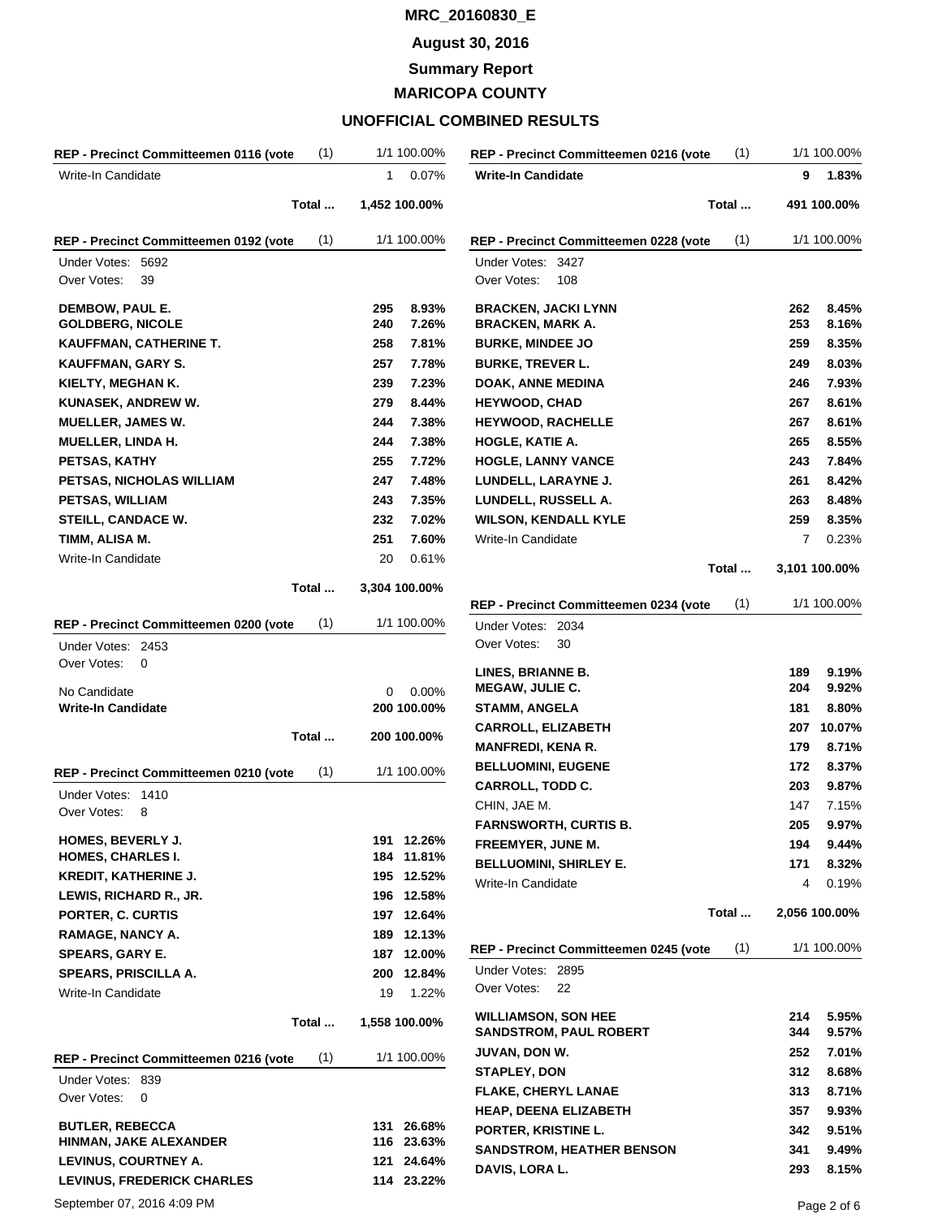# MRC_20160830_E

**August 30, 2016**

**Summary Report**

**MARICOPA COUNTY**

**UNOFFICIAL COMBINED RESULTS**

### REP - Precinct Committeemen 0116 (vote (1)

1/1 100.00%

| Candidate | Votes | Percent |
|---|---|---|
| Write-In Candidate | 1 | 0.07% |
| **Total ...** | **1,452** | **100.00%** |

### REP - Precinct Committeemen 0192 (vote (1)

1/1 100.00%

Under Votes: 5692
Over Votes: 39

| Candidate | Votes | Percent |
|---|---|---|
| **DEMBOW, PAUL E.** | **295** | **8.93%** |
| **GOLDBERG, NICOLE** | **240** | **7.26%** |
| **KAUFFMAN, CATHERINE T.** | **258** | **7.81%** |
| **KAUFFMAN, GARY S.** | **257** | **7.78%** |
| **KIELTY, MEGHAN K.** | **239** | **7.23%** |
| **KUNASEK, ANDREW W.** | **279** | **8.44%** |
| **MUELLER, JAMES W.** | **244** | **7.38%** |
| **MUELLER, LINDA H.** | **244** | **7.38%** |
| **PETSAS, KATHY** | **255** | **7.72%** |
| **PETSAS, NICHOLAS WILLIAM** | **247** | **7.48%** |
| **PETSAS, WILLIAM** | **243** | **7.35%** |
| **STEILL, CANDACE W.** | **232** | **7.02%** |
| **TIMM, ALISA M.** | **251** | **7.60%** |
| Write-In Candidate | 20 | 0.61% |
| **Total ...** | **3,304** | **100.00%** |

### REP - Precinct Committeemen 0200 (vote (1)

1/1 100.00%

Under Votes: 2453
Over Votes: 0

| Candidate | Votes | Percent |
|---|---|---|
| No Candidate | 0 | 0.00% |
| **Write-In Candidate** | **200** | **100.00%** |
| **Total ...** | **200** | **100.00%** |

### REP - Precinct Committeemen 0210 (vote (1)

1/1 100.00%

Under Votes: 1410
Over Votes: 8

| Candidate | Votes | Percent |
|---|---|---|
| **HOMES, BEVERLY J.** | **191** | **12.26%** |
| **HOMES, CHARLES I.** | **184** | **11.81%** |
| **KREDIT, KATHERINE J.** | **195** | **12.52%** |
| **LEWIS, RICHARD R., JR.** | **196** | **12.58%** |
| **PORTER, C. CURTIS** | **197** | **12.64%** |
| **RAMAGE, NANCY A.** | **189** | **12.13%** |
| **SPEARS, GARY E.** | **187** | **12.00%** |
| **SPEARS, PRISCILLA A.** | **200** | **12.84%** |
| Write-In Candidate | 19 | 1.22% |
| **Total ...** | **1,558** | **100.00%** |

### REP - Precinct Committeemen 0216 (vote (1)

1/1 100.00%

Under Votes: 839
Over Votes: 0

| Candidate | Votes | Percent |
|---|---|---|
| **BUTLER, REBECCA** | **131** | **26.68%** |
| **HINMAN, JAKE ALEXANDER** | **116** | **23.63%** |
| **LEVINUS, COURTNEY A.** | **121** | **24.64%** |
| **LEVINUS, FREDERICK CHARLES** | **114** | **23.22%** |

### REP - Precinct Committeemen 0216 (vote (1)

1/1 100.00%

| Candidate | Votes | Percent |
|---|---|---|
| **Write-In Candidate** | **9** | **1.83%** |
| **Total ...** | **491** | **100.00%** |

### REP - Precinct Committeemen 0228 (vote (1)

1/1 100.00%

Under Votes: 3427
Over Votes: 108

| Candidate | Votes | Percent |
|---|---|---|
| **BRACKEN, JACKI LYNN** | **262** | **8.45%** |
| **BRACKEN, MARK A.** | **253** | **8.16%** |
| **BURKE, MINDEE JO** | **259** | **8.35%** |
| **BURKE, TREVER L.** | **249** | **8.03%** |
| **DOAK, ANNE MEDINA** | **246** | **7.93%** |
| **HEYWOOD, CHAD** | **267** | **8.61%** |
| **HEYWOOD, RACHELLE** | **267** | **8.61%** |
| **HOGLE, KATIE A.** | **265** | **8.55%** |
| **HOGLE, LANNY VANCE** | **243** | **7.84%** |
| **LUNDELL, LARAYNE J.** | **261** | **8.42%** |
| **LUNDELL, RUSSELL A.** | **263** | **8.48%** |
| **WILSON, KENDALL KYLE** | **259** | **8.35%** |
| Write-In Candidate | 7 | 0.23% |
| **Total ...** | **3,101** | **100.00%** |

### REP - Precinct Committeemen 0234 (vote (1)

1/1 100.00%

Under Votes: 2034
Over Votes: 30

| Candidate | Votes | Percent |
|---|---|---|
| **LINES, BRIANNE B.** | **189** | **9.19%** |
| **MEGAW, JULIE C.** | **204** | **9.92%** |
| **STAMM, ANGELA** | **181** | **8.80%** |
| **CARROLL, ELIZABETH** | **207** | **10.07%** |
| **MANFREDI, KENA R.** | **179** | **8.71%** |
| **BELLUOMINI, EUGENE** | **172** | **8.37%** |
| **CARROLL, TODD C.** | **203** | **9.87%** |
| CHIN, JAE M. | 147 | 7.15% |
| **FARNSWORTH, CURTIS B.** | **205** | **9.97%** |
| **FREEMYER, JUNE M.** | **194** | **9.44%** |
| **BELLUOMINI, SHIRLEY E.** | **171** | **8.32%** |
| Write-In Candidate | 4 | 0.19% |
| **Total ...** | **2,056** | **100.00%** |

### REP - Precinct Committeemen 0245 (vote (1)

1/1 100.00%

Under Votes: 2895
Over Votes: 22

| Candidate | Votes | Percent |
|---|---|---|
| **WILLIAMSON, SON HEE** | **214** | **5.95%** |
| **SANDSTROM, PAUL ROBERT** | **344** | **9.57%** |
| **JUVAN, DON W.** | **252** | **7.01%** |
| **STAPLEY, DON** | **312** | **8.68%** |
| **FLAKE, CHERYL LANAE** | **313** | **8.71%** |
| **HEAP, DEENA ELIZABETH** | **357** | **9.93%** |
| **PORTER, KRISTINE L.** | **342** | **9.51%** |
| **SANDSTROM, HEATHER BENSON** | **341** | **9.49%** |
| **DAVIS, LORA L.** | **293** | **8.15%** |

September 07, 2016 4:09 PM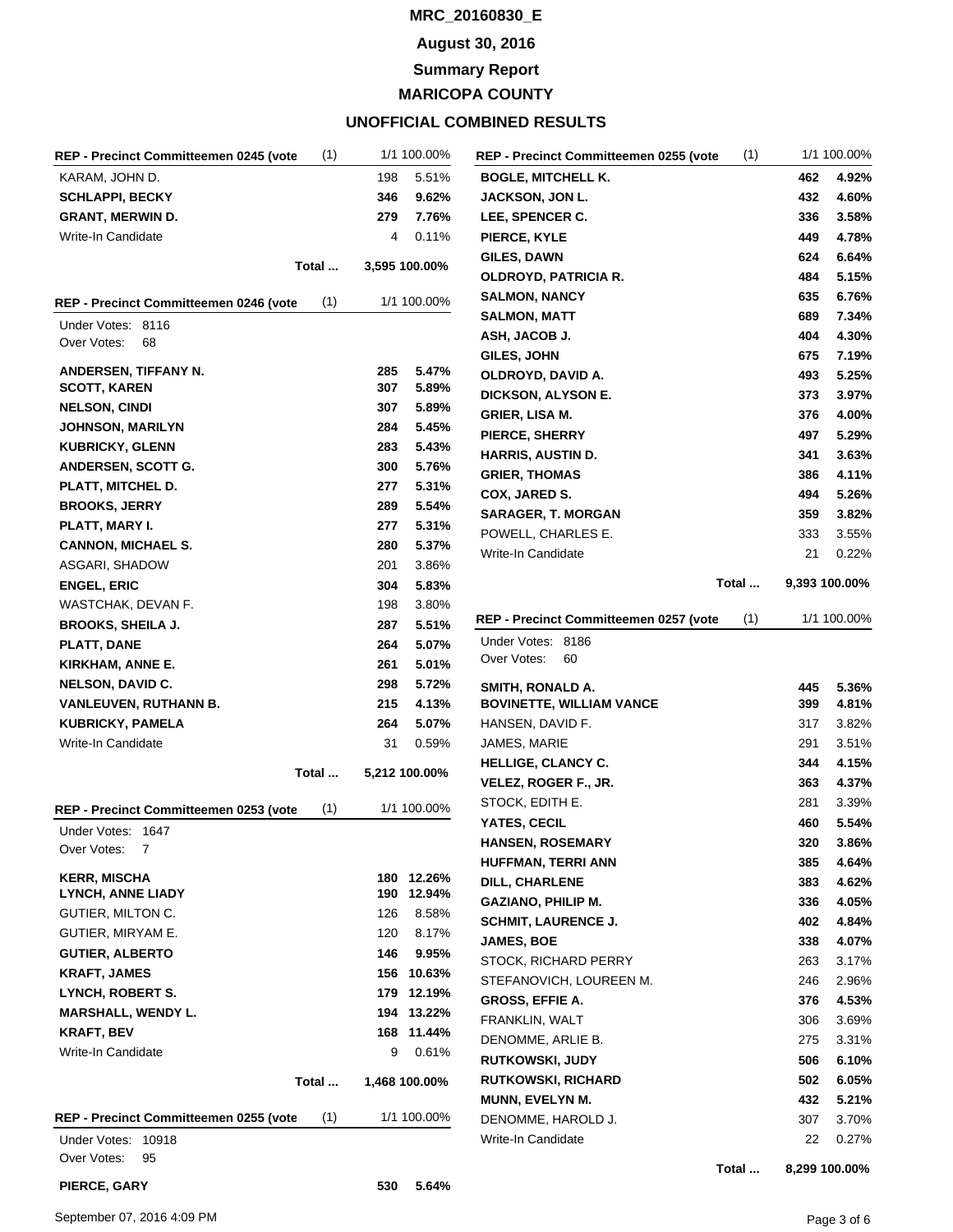# MRC_20160830_E

**August 30, 2016**

**Summary Report**

**MARICOPA COUNTY**

**UNOFFICIAL COMBINED RESULTS**

### REP - Precinct Committeemen 0245 (vote (1) — 1/1 100.00%

| Candidate | Votes | Percent |
|---|---|---|
| KARAM, JOHN D. | 198 | 5.51% |
| **SCHLAPPI, BECKY** | **346** | **9.62%** |
| **GRANT, MERWIN D.** | **279** | **7.76%** |
| Write-In Candidate | 4 | 0.11% |
| **Total ...** | **3,595** | **100.00%** |

### REP - Precinct Committeemen 0246 (vote (1) — 1/1 100.00%

Under Votes: 8116
Over Votes: 68

| Candidate | Votes | Percent |
|---|---|---|
| **ANDERSEN, TIFFANY N.** | **285** | **5.47%** |
| **SCOTT, KAREN** | **307** | **5.89%** |
| **NELSON, CINDI** | **307** | **5.89%** |
| **JOHNSON, MARILYN** | **284** | **5.45%** |
| **KUBRICKY, GLENN** | **283** | **5.43%** |
| **ANDERSEN, SCOTT G.** | **300** | **5.76%** |
| **PLATT, MITCHEL D.** | **277** | **5.31%** |
| **BROOKS, JERRY** | **289** | **5.54%** |
| **PLATT, MARY I.** | **277** | **5.31%** |
| **CANNON, MICHAEL S.** | **280** | **5.37%** |
| ASGARI, SHADOW | 201 | 3.86% |
| **ENGEL, ERIC** | **304** | **5.83%** |
| WASTCHAK, DEVAN F. | 198 | 3.80% |
| **BROOKS, SHEILA J.** | **287** | **5.51%** |
| **PLATT, DANE** | **264** | **5.07%** |
| **KIRKHAM, ANNE E.** | **261** | **5.01%** |
| **NELSON, DAVID C.** | **298** | **5.72%** |
| **VANLEUVEN, RUTHANN B.** | **215** | **4.13%** |
| **KUBRICKY, PAMELA** | **264** | **5.07%** |
| Write-In Candidate | 31 | 0.59% |
| **Total ...** | **5,212** | **100.00%** |

### REP - Precinct Committeemen 0253 (vote (1) — 1/1 100.00%

Under Votes: 1647
Over Votes: 7

| Candidate | Votes | Percent |
|---|---|---|
| **KERR, MISCHA** | **180** | **12.26%** |
| **LYNCH, ANNE LIADY** | **190** | **12.94%** |
| GUTIER, MILTON C. | 126 | 8.58% |
| GUTIER, MIRYAM E. | 120 | 8.17% |
| **GUTIER, ALBERTO** | **146** | **9.95%** |
| **KRAFT, JAMES** | **156** | **10.63%** |
| **LYNCH, ROBERT S.** | **179** | **12.19%** |
| **MARSHALL, WENDY L.** | **194** | **13.22%** |
| **KRAFT, BEV** | **168** | **11.44%** |
| Write-In Candidate | 9 | 0.61% |
| **Total ...** | **1,468** | **100.00%** |

### REP - Precinct Committeemen 0255 (vote (1) — 1/1 100.00%

Under Votes: 10918
Over Votes: 95

| Candidate | Votes | Percent |
|---|---|---|
| **PIERCE, GARY** | **530** | **5.64%** |
| **BOGLE, MITCHELL K.** | **462** | **4.92%** |
| **JACKSON, JON L.** | **432** | **4.60%** |
| **LEE, SPENCER C.** | **336** | **3.58%** |
| **PIERCE, KYLE** | **449** | **4.78%** |
| **GILES, DAWN** | **624** | **6.64%** |
| **OLDROYD, PATRICIA R.** | **484** | **5.15%** |
| **SALMON, NANCY** | **635** | **6.76%** |
| **SALMON, MATT** | **689** | **7.34%** |
| **ASH, JACOB J.** | **404** | **4.30%** |
| **GILES, JOHN** | **675** | **7.19%** |
| **OLDROYD, DAVID A.** | **493** | **5.25%** |
| **DICKSON, ALYSON E.** | **373** | **3.97%** |
| **GRIER, LISA M.** | **376** | **4.00%** |
| **PIERCE, SHERRY** | **497** | **5.29%** |
| **HARRIS, AUSTIN D.** | **341** | **3.63%** |
| **GRIER, THOMAS** | **386** | **4.11%** |
| **COX, JARED S.** | **494** | **5.26%** |
| **SARAGER, T. MORGAN** | **359** | **3.82%** |
| POWELL, CHARLES E. | 333 | 3.55% |
| Write-In Candidate | 21 | 0.22% |
| **Total ...** | **9,393** | **100.00%** |

### REP - Precinct Committeemen 0257 (vote (1) — 1/1 100.00%

Under Votes: 8186
Over Votes: 60

| Candidate | Votes | Percent |
|---|---|---|
| **SMITH, RONALD A.** | **445** | **5.36%** |
| **BOVINETTE, WILLIAM VANCE** | **399** | **4.81%** |
| HANSEN, DAVID F. | 317 | 3.82% |
| JAMES, MARIE | 291 | 3.51% |
| **HELLIGE, CLANCY C.** | **344** | **4.15%** |
| **VELEZ, ROGER F., JR.** | **363** | **4.37%** |
| STOCK, EDITH E. | 281 | 3.39% |
| **YATES, CECIL** | **460** | **5.54%** |
| **HANSEN, ROSEMARY** | **320** | **3.86%** |
| **HUFFMAN, TERRI ANN** | **385** | **4.64%** |
| **DILL, CHARLENE** | **383** | **4.62%** |
| **GAZIANO, PHILIP M.** | **336** | **4.05%** |
| **SCHMIT, LAURENCE J.** | **402** | **4.84%** |
| **JAMES, BOE** | **338** | **4.07%** |
| STOCK, RICHARD PERRY | 263 | 3.17% |
| STEFANOVICH, LOUREEN M. | 246 | 2.96% |
| **GROSS, EFFIE A.** | **376** | **4.53%** |
| FRANKLIN, WALT | 306 | 3.69% |
| DENOMME, ARLIE B. | 275 | 3.31% |
| **RUTKOWSKI, JUDY** | **506** | **6.10%** |
| **RUTKOWSKI, RICHARD** | **502** | **6.05%** |
| **MUNN, EVELYN M.** | **432** | **5.21%** |
| DENOMME, HAROLD J. | 307 | 3.70% |
| Write-In Candidate | 22 | 0.27% |
| **Total ...** | **8,299** | **100.00%** |

September 07, 2016 4:09 PM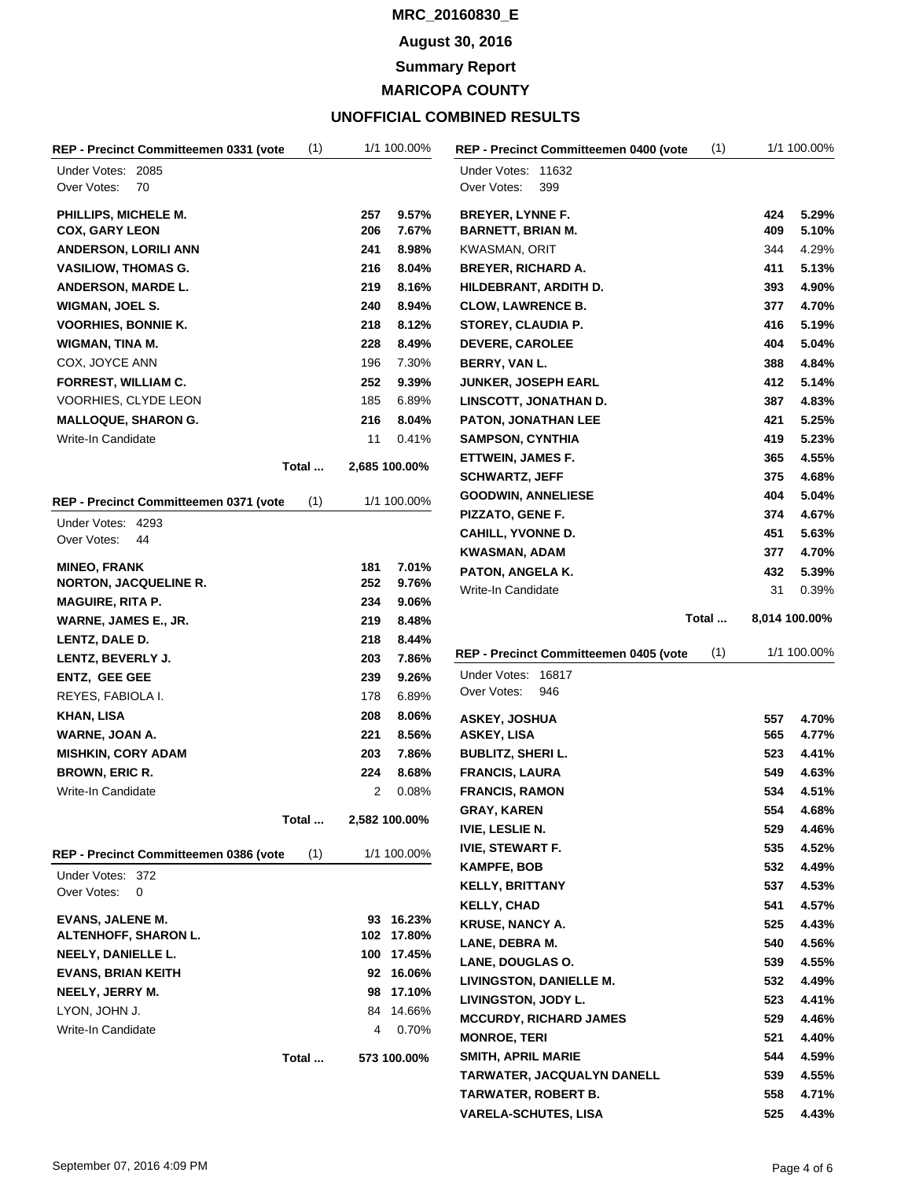# MRC_20160830_E

## August 30, 2016

## Summary Report

## MARICOPA COUNTY

## UNOFFICIAL COMBINED RESULTS

### REP - Precinct Committeemen 0331 (vote (1) — 1/1 100.00%

Under Votes: 2085
Over Votes: 70

| Candidate | Votes | Percent |
|---|---|---|
| **PHILLIPS, MICHELE M.** | **257** | **9.57%** |
| **COX, GARY LEON** | **206** | **7.67%** |
| **ANDERSON, LORILI ANN** | **241** | **8.98%** |
| **VASILIOW, THOMAS G.** | **216** | **8.04%** |
| **ANDERSON, MARDE L.** | **219** | **8.16%** |
| **WIGMAN, JOEL S.** | **240** | **8.94%** |
| **VOORHIES, BONNIE K.** | **218** | **8.12%** |
| **WIGMAN, TINA M.** | **228** | **8.49%** |
| COX, JOYCE ANN | 196 | 7.30% |
| **FORREST, WILLIAM C.** | **252** | **9.39%** |
| VOORHIES, CLYDE LEON | 185 | 6.89% |
| **MALLOQUE, SHARON G.** | **216** | **8.04%** |
| Write-In Candidate | 11 | 0.41% |
| **Total ...** | **2,685** | **100.00%** |

### REP - Precinct Committeemen 0371 (vote (1) — 1/1 100.00%

Under Votes: 4293
Over Votes: 44

| Candidate | Votes | Percent |
|---|---|---|
| **MINEO, FRANK** | **181** | **7.01%** |
| **NORTON, JACQUELINE R.** | **252** | **9.76%** |
| **MAGUIRE, RITA P.** | **234** | **9.06%** |
| **WARNE, JAMES E., JR.** | **219** | **8.48%** |
| **LENTZ, DALE D.** | **218** | **8.44%** |
| **LENTZ, BEVERLY J.** | **203** | **7.86%** |
| **ENTZ, GEE GEE** | **239** | **9.26%** |
| REYES, FABIOLA I. | 178 | 6.89% |
| **KHAN, LISA** | **208** | **8.06%** |
| **WARNE, JOAN A.** | **221** | **8.56%** |
| **MISHKIN, CORY ADAM** | **203** | **7.86%** |
| **BROWN, ERIC R.** | **224** | **8.68%** |
| Write-In Candidate | 2 | 0.08% |
| **Total ...** | **2,582** | **100.00%** |

### REP - Precinct Committeemen 0386 (vote (1) — 1/1 100.00%

Under Votes: 372
Over Votes: 0

| Candidate | Votes | Percent |
|---|---|---|
| **EVANS, JALENE M.** | **93** | **16.23%** |
| **ALTENHOFF, SHARON L.** | **102** | **17.80%** |
| **NEELY, DANIELLE L.** | **100** | **17.45%** |
| **EVANS, BRIAN KEITH** | **92** | **16.06%** |
| **NEELY, JERRY M.** | **98** | **17.10%** |
| LYON, JOHN J. | 84 | 14.66% |
| Write-In Candidate | 4 | 0.70% |
| **Total ...** | **573** | **100.00%** |

### REP - Precinct Committeemen 0400 (vote (1) — 1/1 100.00%

Under Votes: 11632
Over Votes: 399

| Candidate | Votes | Percent |
|---|---|---|
| **BREYER, LYNNE F.** | **424** | **5.29%** |
| **BARNETT, BRIAN M.** | **409** | **5.10%** |
| KWASMAN, ORIT | 344 | 4.29% |
| **BREYER, RICHARD A.** | **411** | **5.13%** |
| **HILDEBRANT, ARDITH D.** | **393** | **4.90%** |
| **CLOW, LAWRENCE B.** | **377** | **4.70%** |
| **STOREY, CLAUDIA P.** | **416** | **5.19%** |
| **DEVERE, CAROLEE** | **404** | **5.04%** |
| **BERRY, VAN L.** | **388** | **4.84%** |
| **JUNKER, JOSEPH EARL** | **412** | **5.14%** |
| **LINSCOTT, JONATHAN D.** | **387** | **4.83%** |
| **PATON, JONATHAN LEE** | **421** | **5.25%** |
| **SAMPSON, CYNTHIA** | **419** | **5.23%** |
| **ETTWEIN, JAMES F.** | **365** | **4.55%** |
| **SCHWARTZ, JEFF** | **375** | **4.68%** |
| **GOODWIN, ANNELIESE** | **404** | **5.04%** |
| **PIZZATO, GENE F.** | **374** | **4.67%** |
| **CAHILL, YVONNE D.** | **451** | **5.63%** |
| **KWASMAN, ADAM** | **377** | **4.70%** |
| **PATON, ANGELA K.** | **432** | **5.39%** |
| Write-In Candidate | 31 | 0.39% |
| **Total ...** | **8,014** | **100.00%** |

### REP - Precinct Committeemen 0405 (vote (1) — 1/1 100.00%

Under Votes: 16817
Over Votes: 946

| Candidate | Votes | Percent |
|---|---|---|
| **ASKEY, JOSHUA** | **557** | **4.70%** |
| **ASKEY, LISA** | **565** | **4.77%** |
| **BUBLITZ, SHERI L.** | **523** | **4.41%** |
| **FRANCIS, LAURA** | **549** | **4.63%** |
| **FRANCIS, RAMON** | **534** | **4.51%** |
| **GRAY, KAREN** | **554** | **4.68%** |
| **IVIE, LESLIE N.** | **529** | **4.46%** |
| **IVIE, STEWART F.** | **535** | **4.52%** |
| **KAMPFE, BOB** | **532** | **4.49%** |
| **KELLY, BRITTANY** | **537** | **4.53%** |
| **KELLY, CHAD** | **541** | **4.57%** |
| **KRUSE, NANCY A.** | **525** | **4.43%** |
| **LANE, DEBRA M.** | **540** | **4.56%** |
| **LANE, DOUGLAS O.** | **539** | **4.55%** |
| **LIVINGSTON, DANIELLE M.** | **532** | **4.49%** |
| **LIVINGSTON, JODY L.** | **523** | **4.41%** |
| **MCCURDY, RICHARD JAMES** | **529** | **4.46%** |
| **MONROE, TERI** | **521** | **4.40%** |
| **SMITH, APRIL MARIE** | **544** | **4.59%** |
| **TARWATER, JACQUALYN DANELL** | **539** | **4.55%** |
| **TARWATER, ROBERT B.** | **558** | **4.71%** |
| **VARELA-SCHUTES, LISA** | **525** | **4.43%** |

September 07, 2016 4:09 PM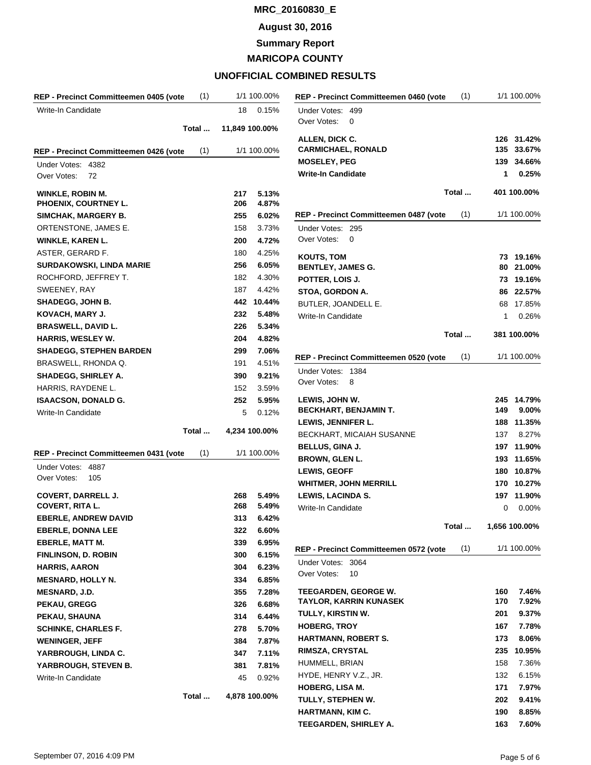# MRC_20160830_E

## August 30, 2016

## Summary Report

## MARICOPA COUNTY

## UNOFFICIAL COMBINED RESULTS

### REP - Precinct Committeemen 0405 (vote (1) — 1/1 100.00%

| Candidate | Votes | Percent |
|---|---|---|
| Write-In Candidate | 18 | 0.15% |
| **Total ...** | 11,849 | 100.00% |

### REP - Precinct Committeemen 0426 (vote (1) — 1/1 100.00%

Under Votes: 4382
Over Votes: 72

| Candidate | Votes | Percent |
|---|---|---|
| **WINKLE, ROBIN M.** | **217** | **5.13%** |
| **PHOENIX, COURTNEY L.** | **206** | **4.87%** |
| **SIMCHAK, MARGERY B.** | **255** | **6.02%** |
| ORTENSTONE, JAMES E. | 158 | 3.73% |
| **WINKLE, KAREN L.** | **200** | **4.72%** |
| ASTER, GERARD F. | 180 | 4.25% |
| **SURDAKOWSKI, LINDA MARIE** | **256** | **6.05%** |
| ROCHFORD, JEFFREY T. | 182 | 4.30% |
| SWEENEY, RAY | 187 | 4.42% |
| **SHADEGG, JOHN B.** | **442** | **10.44%** |
| **KOVACH, MARY J.** | **232** | **5.48%** |
| **BRASWELL, DAVID L.** | **226** | **5.34%** |
| **HARRIS, WESLEY W.** | **204** | **4.82%** |
| **SHADEGG, STEPHEN BARDEN** | **299** | **7.06%** |
| BRASWELL, RHONDA Q. | 191 | 4.51% |
| **SHADEGG, SHIRLEY A.** | **390** | **9.21%** |
| HARRIS, RAYDENE L. | 152 | 3.59% |
| **ISAACSON, DONALD G.** | **252** | **5.95%** |
| Write-In Candidate | 5 | 0.12% |
| **Total ...** | 4,234 | 100.00% |

### REP - Precinct Committeemen 0431 (vote (1) — 1/1 100.00%

Under Votes: 4887
Over Votes: 105

| Candidate | Votes | Percent |
|---|---|---|
| **COVERT, DARRELL J.** | **268** | **5.49%** |
| **COVERT, RITA L.** | **268** | **5.49%** |
| **EBERLE, ANDREW DAVID** | **313** | **6.42%** |
| **EBERLE, DONNA LEE** | **322** | **6.60%** |
| **EBERLE, MATT M.** | **339** | **6.95%** |
| **FINLINSON, D. ROBIN** | **300** | **6.15%** |
| **HARRIS, AARON** | **304** | **6.23%** |
| **MESNARD, HOLLY N.** | **334** | **6.85%** |
| **MESNARD, J.D.** | **355** | **7.28%** |
| **PEKAU, GREGG** | **326** | **6.68%** |
| **PEKAU, SHAUNA** | **314** | **6.44%** |
| **SCHINKE, CHARLES F.** | **278** | **5.70%** |
| **WENINGER, JEFF** | **384** | **7.87%** |
| **YARBROUGH, LINDA C.** | **347** | **7.11%** |
| **YARBROUGH, STEVEN B.** | **381** | **7.81%** |
| Write-In Candidate | 45 | 0.92% |
| **Total ...** | 4,878 | 100.00% |

### REP - Precinct Committeemen 0460 (vote (1) — 1/1 100.00%

Under Votes: 499
Over Votes: 0

| Candidate | Votes | Percent |
|---|---|---|
| **ALLEN, DICK C.** | **126** | **31.42%** |
| **CARMICHAEL, RONALD** | **135** | **33.67%** |
| **MOSELEY, PEG** | **139** | **34.66%** |
| **Write-In Candidate** | **1** | **0.25%** |
| **Total ...** | 401 | 100.00% |

### REP - Precinct Committeemen 0487 (vote (1) — 1/1 100.00%

Under Votes: 295
Over Votes: 0

| Candidate | Votes | Percent |
|---|---|---|
| **KOUTS, TOM** | **73** | **19.16%** |
| **BENTLEY, JAMES G.** | **80** | **21.00%** |
| **POTTER, LOIS J.** | **73** | **19.16%** |
| **STOA, GORDON A.** | **86** | **22.57%** |
| BUTLER, JOANDELL E. | 68 | 17.85% |
| Write-In Candidate | 1 | 0.26% |
| **Total ...** | 381 | 100.00% |

### REP - Precinct Committeemen 0520 (vote (1) — 1/1 100.00%

Under Votes: 1384
Over Votes: 8

| Candidate | Votes | Percent |
|---|---|---|
| **LEWIS, JOHN W.** | **245** | **14.79%** |
| **BECKHART, BENJAMIN T.** | **149** | **9.00%** |
| **LEWIS, JENNIFER L.** | **188** | **11.35%** |
| BECKHART, MICAIAH SUSANNE | 137 | 8.27% |
| **BELLUS, GINA J.** | **197** | **11.90%** |
| **BROWN, GLEN L.** | **193** | **11.65%** |
| **LEWIS, GEOFF** | **180** | **10.87%** |
| **WHITMER, JOHN MERRILL** | **170** | **10.27%** |
| **LEWIS, LACINDA S.** | **197** | **11.90%** |
| Write-In Candidate | 0 | 0.00% |
| **Total ...** | 1,656 | 100.00% |

### REP - Precinct Committeemen 0572 (vote (1) — 1/1 100.00%

Under Votes: 3064
Over Votes: 10

| Candidate | Votes | Percent |
|---|---|---|
| **TEEGARDEN, GEORGE W.** | **160** | **7.46%** |
| **TAYLOR, KARRIN KUNASEK** | **170** | **7.92%** |
| **TULLY, KIRSTIN W.** | **201** | **9.37%** |
| **HOBERG, TROY** | **167** | **7.78%** |
| **HARTMANN, ROBERT S.** | **173** | **8.06%** |
| **RIMSZA, CRYSTAL** | **235** | **10.95%** |
| HUMMELL, BRIAN | 158 | 7.36% |
| HYDE, HENRY V.Z., JR. | 132 | 6.15% |
| **HOBERG, LISA M.** | **171** | **7.97%** |
| **TULLY, STEPHEN W.** | **202** | **9.41%** |
| **HARTMANN, KIM C.** | **190** | **8.85%** |
| **TEEGARDEN, SHIRLEY A.** | **163** | **7.60%** |

September 07, 2016 4:09 PM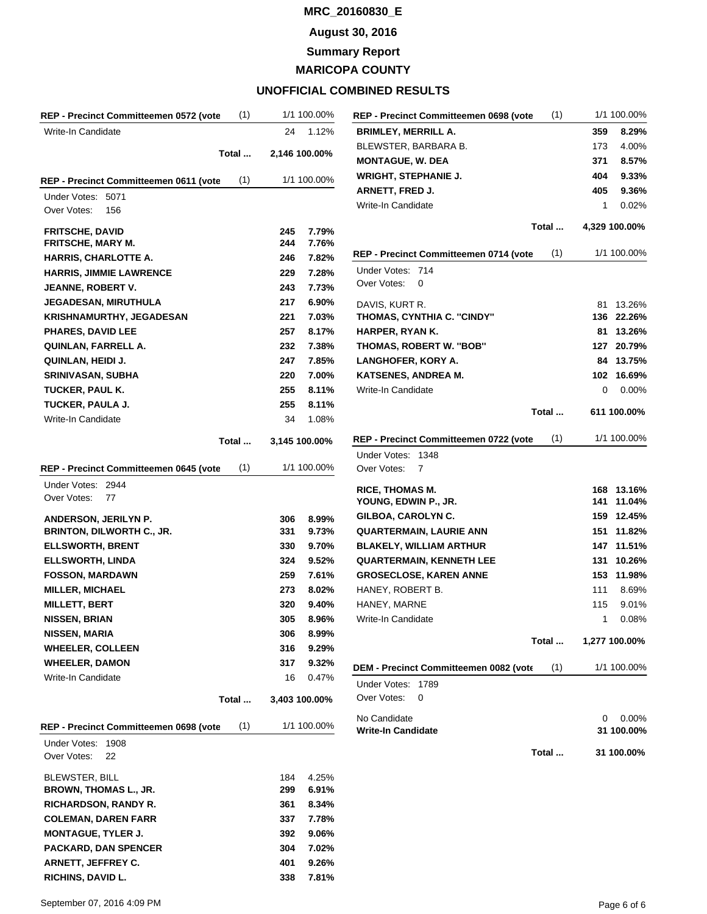# MRC_20160830_E

## August 30, 2016

## Summary Report

## MARICOPA COUNTY

## UNOFFICIAL COMBINED RESULTS

| REP - Precinct Committeemen 0572 (vote | (1) | 1/1 | 100.00% |
|---|---|---|---|
| Write-In Candidate | | 24 | 1.12% |
| | Total ... | 2,146 | 100.00% |

| REP - Precinct Committeemen 0611 (vote | (1) | 1/1 | 100.00% |
|---|---|---|---|
| Under Votes: 5071 | | | |
| Over Votes: 156 | | | |
| **FRITSCHE, DAVID** | | **245** | **7.79%** |
| **FRITSCHE, MARY M.** | | **244** | **7.76%** |
| **HARRIS, CHARLOTTE A.** | | **246** | **7.82%** |
| **HARRIS, JIMMIE LAWRENCE** | | **229** | **7.28%** |
| **JEANNE, ROBERT V.** | | **243** | **7.73%** |
| **JEGADESAN, MIRUTHULA** | | **217** | **6.90%** |
| **KRISHNAMURTHY, JEGADESAN** | | **221** | **7.03%** |
| **PHARES, DAVID LEE** | | **257** | **8.17%** |
| **QUINLAN, FARRELL A.** | | **232** | **7.38%** |
| **QUINLAN, HEIDI J.** | | **247** | **7.85%** |
| **SRINIVASAN, SUBHA** | | **220** | **7.00%** |
| **TUCKER, PAUL K.** | | **255** | **8.11%** |
| **TUCKER, PAULA J.** | | **255** | **8.11%** |
| Write-In Candidate | | 34 | 1.08% |
| | Total ... | 3,145 | 100.00% |

| REP - Precinct Committeemen 0645 (vote | (1) | 1/1 | 100.00% |
|---|---|---|---|
| Under Votes: 2944 | | | |
| Over Votes: 77 | | | |
| **ANDERSON, JERILYN P.** | | **306** | **8.99%** |
| **BRINTON, DILWORTH C., JR.** | | **331** | **9.73%** |
| **ELLSWORTH, BRENT** | | **330** | **9.70%** |
| **ELLSWORTH, LINDA** | | **324** | **9.52%** |
| **FOSSON, MARDAWN** | | **259** | **7.61%** |
| **MILLER, MICHAEL** | | **273** | **8.02%** |
| **MILLETT, BERT** | | **320** | **9.40%** |
| **NISSEN, BRIAN** | | **305** | **8.96%** |
| **NISSEN, MARIA** | | **306** | **8.99%** |
| **WHEELER, COLLEEN** | | **316** | **9.29%** |
| **WHEELER, DAMON** | | **317** | **9.32%** |
| Write-In Candidate | | 16 | 0.47% |
| | Total ... | 3,403 | 100.00% |

| REP - Precinct Committeemen 0698 (vote | (1) | 1/1 | 100.00% |
|---|---|---|---|
| Under Votes: 1908 | | | |
| Over Votes: 22 | | | |
| BLEWSTER, BILL | | 184 | 4.25% |
| **BROWN, THOMAS L., JR.** | | **299** | **6.91%** |
| **RICHARDSON, RANDY R.** | | **361** | **8.34%** |
| **COLEMAN, DAREN FARR** | | **337** | **7.78%** |
| **MONTAGUE, TYLER J.** | | **392** | **9.06%** |
| **PACKARD, DAN SPENCER** | | **304** | **7.02%** |
| **ARNETT, JEFFREY C.** | | **401** | **9.26%** |
| **RICHINS, DAVID L.** | | **338** | **7.81%** |
| **BRIMLEY, MERRILL A.** | | **359** | **8.29%** |
| BLEWSTER, BARBARA B. | | 173 | 4.00% |
| **MONTAGUE, W. DEA** | | **371** | **8.57%** |
| **WRIGHT, STEPHANIE J.** | | **404** | **9.33%** |
| **ARNETT, FRED J.** | | **405** | **9.36%** |
| Write-In Candidate | | 1 | 0.02% |
| | Total ... | 4,329 | 100.00% |

| REP - Precinct Committeemen 0714 (vote | (1) | 1/1 | 100.00% |
|---|---|---|---|
| Under Votes: 714 | | | |
| Over Votes: 0 | | | |
| DAVIS, KURT R. | | 81 | 13.26% |
| **THOMAS, CYNTHIA C. "CINDY"** | | **136** | **22.26%** |
| **HARPER, RYAN K.** | | **81** | **13.26%** |
| **THOMAS, ROBERT W. "BOB"** | | **127** | **20.79%** |
| **LANGHOFER, KORY A.** | | **84** | **13.75%** |
| **KATSENES, ANDREA M.** | | **102** | **16.69%** |
| Write-In Candidate | | 0 | 0.00% |
| | Total ... | 611 | 100.00% |

| REP - Precinct Committeemen 0722 (vote | (1) | 1/1 | 100.00% |
|---|---|---|---|
| Under Votes: 1348 | | | |
| Over Votes: 7 | | | |
| **RICE, THOMAS M.** | | **168** | **13.16%** |
| **YOUNG, EDWIN P., JR.** | | **141** | **11.04%** |
| **GILBOA, CAROLYN C.** | | **159** | **12.45%** |
| **QUARTERMAIN, LAURIE ANN** | | **151** | **11.82%** |
| **BLAKELY, WILLIAM ARTHUR** | | **147** | **11.51%** |
| **QUARTERMAIN, KENNETH LEE** | | **131** | **10.26%** |
| **GROSECLOSE, KAREN ANNE** | | **153** | **11.98%** |
| HANEY, ROBERT B. | | 111 | 8.69% |
| HANEY, MARNE | | 115 | 9.01% |
| Write-In Candidate | | 1 | 0.08% |
| | Total ... | 1,277 | 100.00% |

| DEM - Precinct Committeemen 0082 (vote | (1) | 1/1 | 100.00% |
|---|---|---|---|
| Under Votes: 1789 | | | |
| Over Votes: 0 | | | |
| No Candidate | | 0 | 0.00% |
| **Write-In Candidate** | | **31** | **100.00%** |
| | Total ... | 31 | 100.00% |

September 07, 2016 4:09 PM